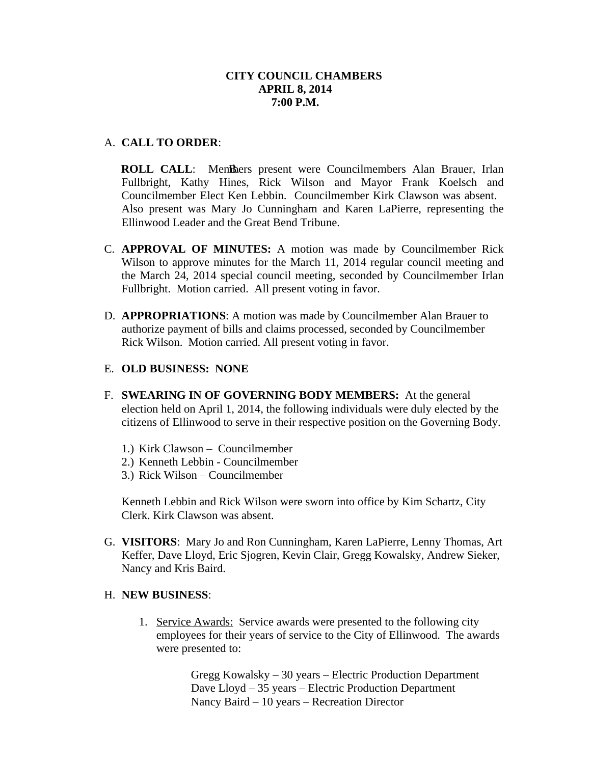**CITY COUNCIL CHAMBERS**
**APRIL 8, 2014**
**7:00 P.M.**

A. **CALL TO ORDER**:

**ROLL CALL**: Members present were Councilmembers Alan Brauer, Irlan Fullbright, Kathy Hines, Rick Wilson and Mayor Frank Koelsch and Councilmember Elect Ken Lebbin. Councilmember Kirk Clawson was absent. Also present was Mary Jo Cunningham and Karen LaPierre, representing the Ellinwood Leader and the Great Bend Tribune.

C. **APPROVAL OF MINUTES:** A motion was made by Councilmember Rick Wilson to approve minutes for the March 11, 2014 regular council meeting and the March 24, 2014 special council meeting, seconded by Councilmember Irlan Fullbright. Motion carried. All present voting in favor.

D. **APPROPRIATIONS**: A motion was made by Councilmember Alan Brauer to authorize payment of bills and claims processed, seconded by Councilmember Rick Wilson. Motion carried. All present voting in favor.

E. **OLD BUSINESS: NONE**

F. **SWEARING IN OF GOVERNING BODY MEMBERS:** At the general election held on April 1, 2014, the following individuals were duly elected by the citizens of Ellinwood to serve in their respective position on the Governing Body.

1.) Kirk Clawson – Councilmember
2.) Kenneth Lebbin - Councilmember
3.) Rick Wilson – Councilmember

Kenneth Lebbin and Rick Wilson were sworn into office by Kim Schartz, City Clerk. Kirk Clawson was absent.

G. **VISITORS**: Mary Jo and Ron Cunningham, Karen LaPierre, Lenny Thomas, Art Keffer, Dave Lloyd, Eric Sjogren, Kevin Clair, Gregg Kowalsky, Andrew Sieker, Nancy and Kris Baird.

H. **NEW BUSINESS**:

1. Service Awards: Service awards were presented to the following city employees for their years of service to the City of Ellinwood. The awards were presented to:

   Gregg Kowalsky – 30 years – Electric Production Department
   Dave Lloyd – 35 years – Electric Production Department
   Nancy Baird – 10 years – Recreation Director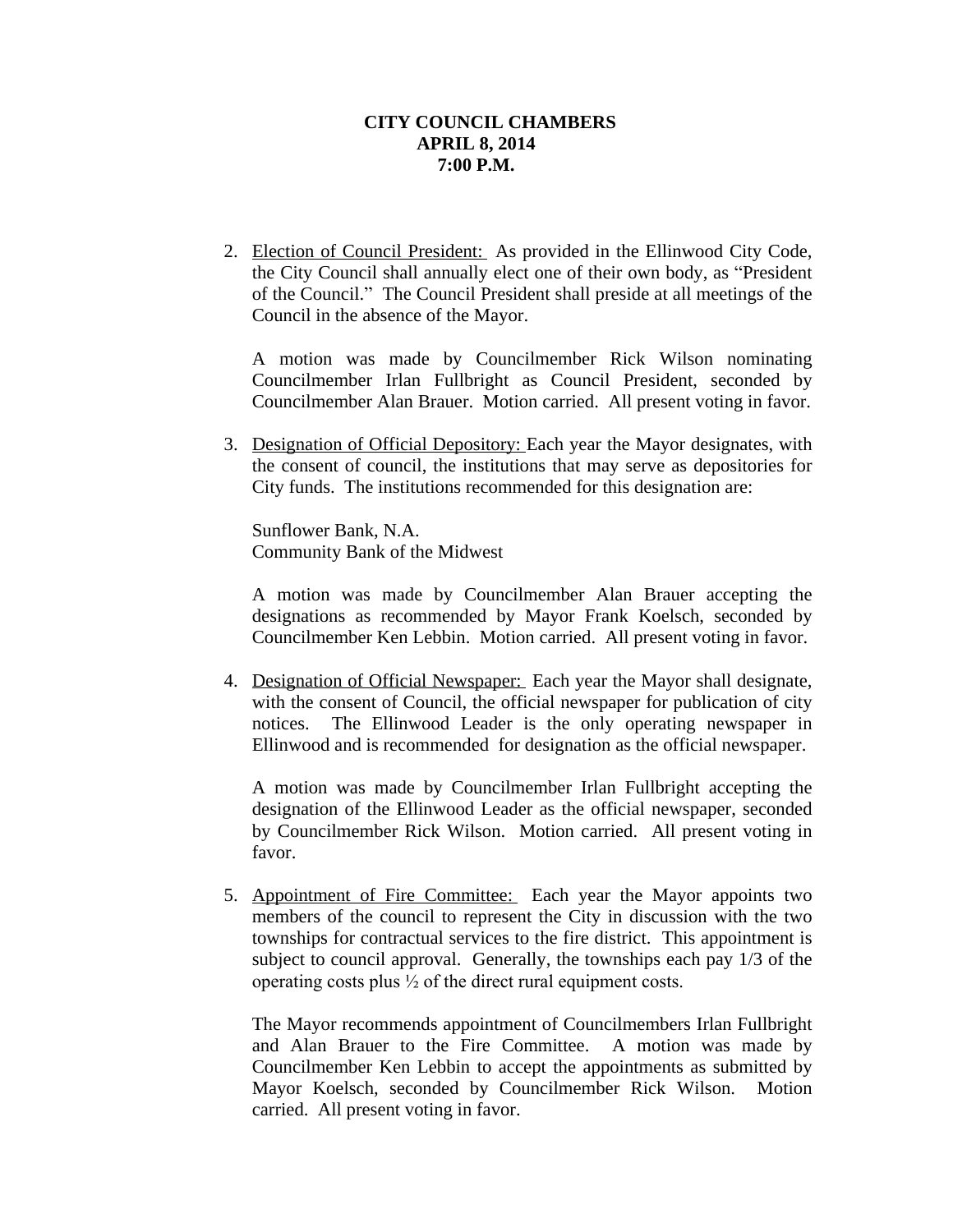**CITY COUNCIL CHAMBERS**
**APRIL 8, 2014**
**7:00 P.M.**

2. Election of Council President: As provided in the Ellinwood City Code, the City Council shall annually elect one of their own body, as "President of the Council." The Council President shall preside at all meetings of the Council in the absence of the Mayor.

   A motion was made by Councilmember Rick Wilson nominating Councilmember Irlan Fullbright as Council President, seconded by Councilmember Alan Brauer. Motion carried. All present voting in favor.

3. Designation of Official Depository: Each year the Mayor designates, with the consent of council, the institutions that may serve as depositories for City funds. The institutions recommended for this designation are:

   Sunflower Bank, N.A.
   Community Bank of the Midwest

   A motion was made by Councilmember Alan Brauer accepting the designations as recommended by Mayor Frank Koelsch, seconded by Councilmember Ken Lebbin. Motion carried. All present voting in favor.

4. Designation of Official Newspaper: Each year the Mayor shall designate, with the consent of Council, the official newspaper for publication of city notices. The Ellinwood Leader is the only operating newspaper in Ellinwood and is recommended for designation as the official newspaper.

   A motion was made by Councilmember Irlan Fullbright accepting the designation of the Ellinwood Leader as the official newspaper, seconded by Councilmember Rick Wilson. Motion carried. All present voting in favor.

5. Appointment of Fire Committee: Each year the Mayor appoints two members of the council to represent the City in discussion with the two townships for contractual services to the fire district. This appointment is subject to council approval. Generally, the townships each pay 1/3 of the operating costs plus ½ of the direct rural equipment costs.

   The Mayor recommends appointment of Councilmembers Irlan Fullbright and Alan Brauer to the Fire Committee. A motion was made by Councilmember Ken Lebbin to accept the appointments as submitted by Mayor Koelsch, seconded by Councilmember Rick Wilson. Motion carried. All present voting in favor.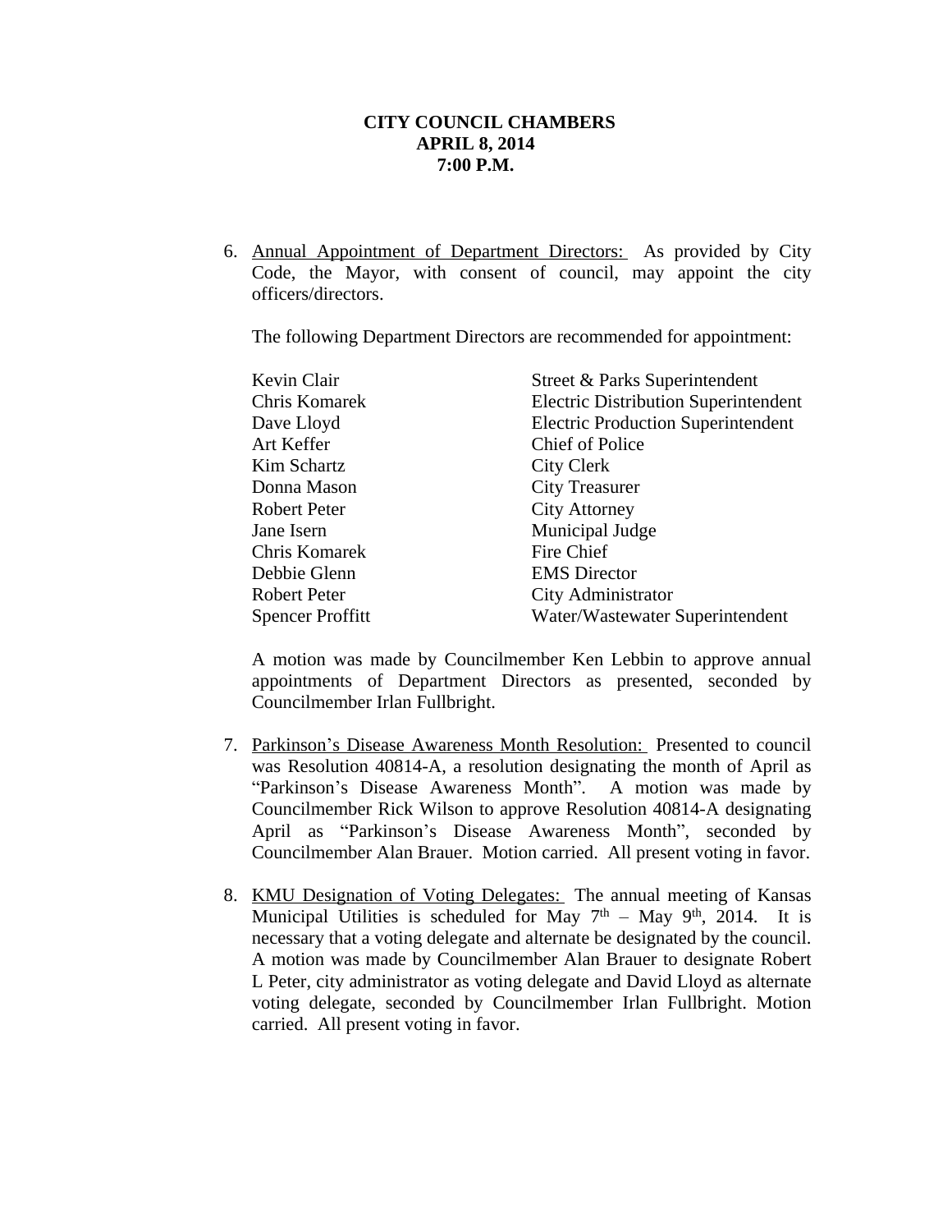**CITY COUNCIL CHAMBERS**
**APRIL 8, 2014**
**7:00 P.M.**

6. Annual Appointment of Department Directors: As provided by City Code, the Mayor, with consent of council, may appoint the city officers/directors.

   The following Department Directors are recommended for appointment:

   | | |
   |---|---|
   | Kevin Clair | Street & Parks Superintendent |
   | Chris Komarek | Electric Distribution Superintendent |
   | Dave Lloyd | Electric Production Superintendent |
   | Art Keffer | Chief of Police |
   | Kim Schartz | City Clerk |
   | Donna Mason | City Treasurer |
   | Robert Peter | City Attorney |
   | Jane Isern | Municipal Judge |
   | Chris Komarek | Fire Chief |
   | Debbie Glenn | EMS Director |
   | Robert Peter | City Administrator |
   | Spencer Proffitt | Water/Wastewater Superintendent |

   A motion was made by Councilmember Ken Lebbin to approve annual appointments of Department Directors as presented, seconded by Councilmember Irlan Fullbright.

7. Parkinson's Disease Awareness Month Resolution: Presented to council was Resolution 40814-A, a resolution designating the month of April as "Parkinson's Disease Awareness Month". A motion was made by Councilmember Rick Wilson to approve Resolution 40814-A designating April as "Parkinson's Disease Awareness Month", seconded by Councilmember Alan Brauer. Motion carried. All present voting in favor.

8. KMU Designation of Voting Delegates: The annual meeting of Kansas Municipal Utilities is scheduled for May 7th – May 9th, 2014. It is necessary that a voting delegate and alternate be designated by the council. A motion was made by Councilmember Alan Brauer to designate Robert L Peter, city administrator as voting delegate and David Lloyd as alternate voting delegate, seconded by Councilmember Irlan Fullbright. Motion carried. All present voting in favor.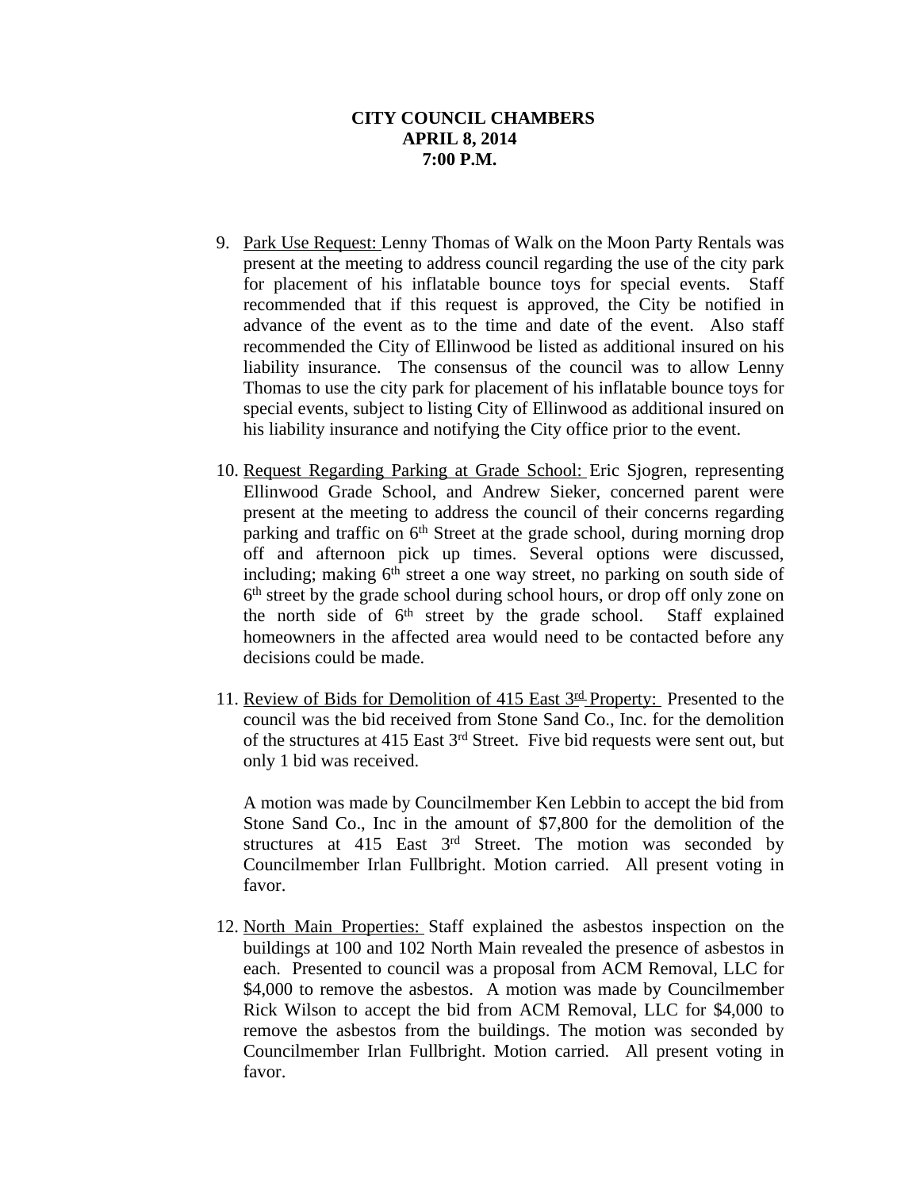**CITY COUNCIL CHAMBERS**
**APRIL 8, 2014**
**7:00 P.M.**

9. Park Use Request: Lenny Thomas of Walk on the Moon Party Rentals was present at the meeting to address council regarding the use of the city park for placement of his inflatable bounce toys for special events. Staff recommended that if this request is approved, the City be notified in advance of the event as to the time and date of the event. Also staff recommended the City of Ellinwood be listed as additional insured on his liability insurance. The consensus of the council was to allow Lenny Thomas to use the city park for placement of his inflatable bounce toys for special events, subject to listing City of Ellinwood as additional insured on his liability insurance and notifying the City office prior to the event.

10. Request Regarding Parking at Grade School: Eric Sjogren, representing Ellinwood Grade School, and Andrew Sieker, concerned parent were present at the meeting to address the council of their concerns regarding parking and traffic on 6th Street at the grade school, during morning drop off and afternoon pick up times. Several options were discussed, including; making 6th street a one way street, no parking on south side of 6th street by the grade school during school hours, or drop off only zone on the north side of 6th street by the grade school. Staff explained homeowners in the affected area would need to be contacted before any decisions could be made.

11. Review of Bids for Demolition of 415 East 3rd Property: Presented to the council was the bid received from Stone Sand Co., Inc. for the demolition of the structures at 415 East 3rd Street. Five bid requests were sent out, but only 1 bid was received.

    A motion was made by Councilmember Ken Lebbin to accept the bid from Stone Sand Co., Inc in the amount of $7,800 for the demolition of the structures at 415 East 3rd Street. The motion was seconded by Councilmember Irlan Fullbright. Motion carried. All present voting in favor.

12. North Main Properties: Staff explained the asbestos inspection on the buildings at 100 and 102 North Main revealed the presence of asbestos in each. Presented to council was a proposal from ACM Removal, LLC for $4,000 to remove the asbestos. A motion was made by Councilmember Rick Wilson to accept the bid from ACM Removal, LLC for $4,000 to remove the asbestos from the buildings. The motion was seconded by Councilmember Irlan Fullbright. Motion carried. All present voting in favor.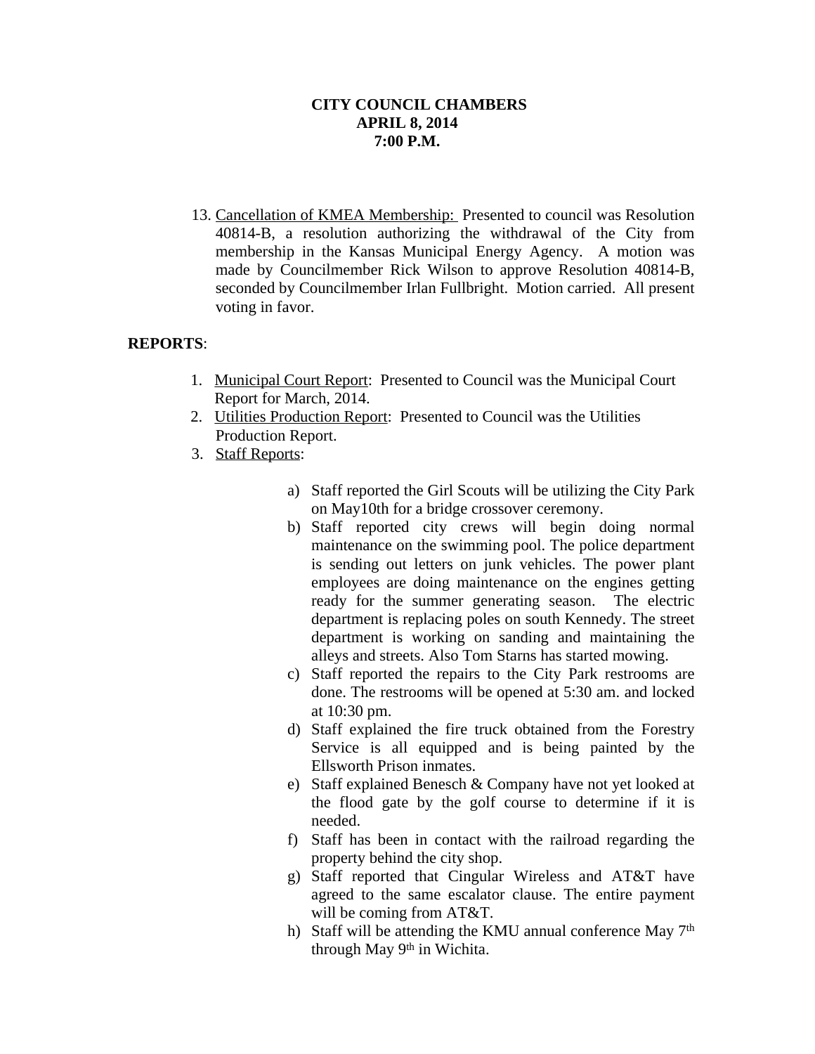**CITY COUNCIL CHAMBERS**
**APRIL 8, 2014**
**7:00 P.M.**

13. Cancellation of KMEA Membership: Presented to council was Resolution 40814-B, a resolution authorizing the withdrawal of the City from membership in the Kansas Municipal Energy Agency. A motion was made by Councilmember Rick Wilson to approve Resolution 40814-B, seconded by Councilmember Irlan Fullbright. Motion carried. All present voting in favor.

**REPORTS**:

1. Municipal Court Report: Presented to Council was the Municipal Court Report for March, 2014.
2. Utilities Production Report: Presented to Council was the Utilities Production Report.
3. Staff Reports:

   a) Staff reported the Girl Scouts will be utilizing the City Park on May10th for a bridge crossover ceremony.
   b) Staff reported city crews will begin doing normal maintenance on the swimming pool. The police department is sending out letters on junk vehicles. The power plant employees are doing maintenance on the engines getting ready for the summer generating season. The electric department is replacing poles on south Kennedy. The street department is working on sanding and maintaining the alleys and streets. Also Tom Starns has started mowing.
   c) Staff reported the repairs to the City Park restrooms are done. The restrooms will be opened at 5:30 am. and locked at 10:30 pm.
   d) Staff explained the fire truck obtained from the Forestry Service is all equipped and is being painted by the Ellsworth Prison inmates.
   e) Staff explained Benesch & Company have not yet looked at the flood gate by the golf course to determine if it is needed.
   f) Staff has been in contact with the railroad regarding the property behind the city shop.
   g) Staff reported that Cingular Wireless and AT&T have agreed to the same escalator clause. The entire payment will be coming from AT&T.
   h) Staff will be attending the KMU annual conference May 7th through May 9th in Wichita.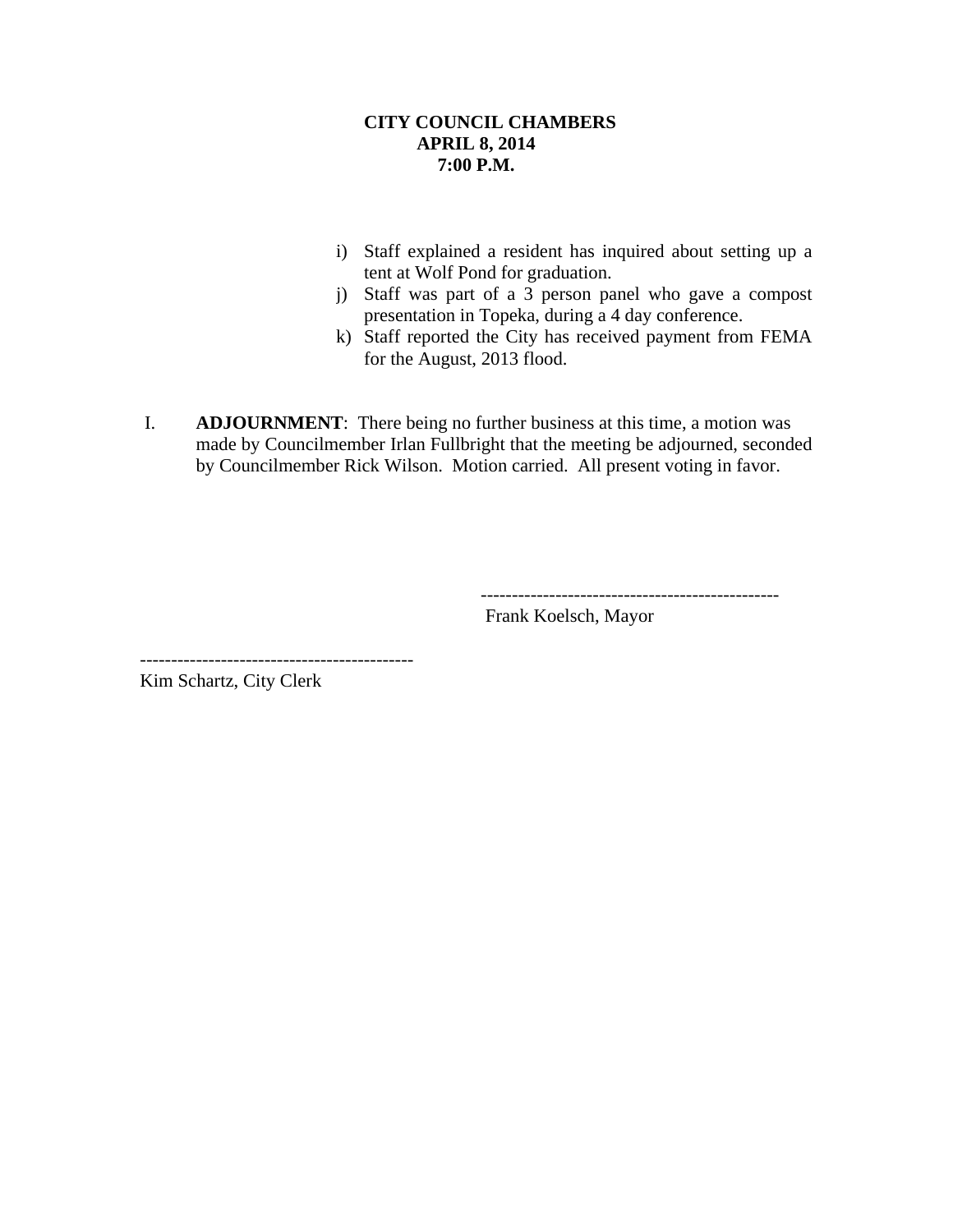**CITY COUNCIL CHAMBERS**
**APRIL 8, 2014**
**7:00 P.M.**

i) Staff explained a resident has inquired about setting up a tent at Wolf Pond for graduation.
j) Staff was part of a 3 person panel who gave a compost presentation in Topeka, during a 4 day conference.
k) Staff reported the City has received payment from FEMA for the August, 2013 flood.

I. **ADJOURNMENT**: There being no further business at this time, a motion was made by Councilmember Irlan Fullbright that the meeting be adjourned, seconded by Councilmember Rick Wilson. Motion carried. All present voting in favor.

-----------------------------------------------
Frank Koelsch, Mayor

--------------------------------------------
Kim Schartz, City Clerk